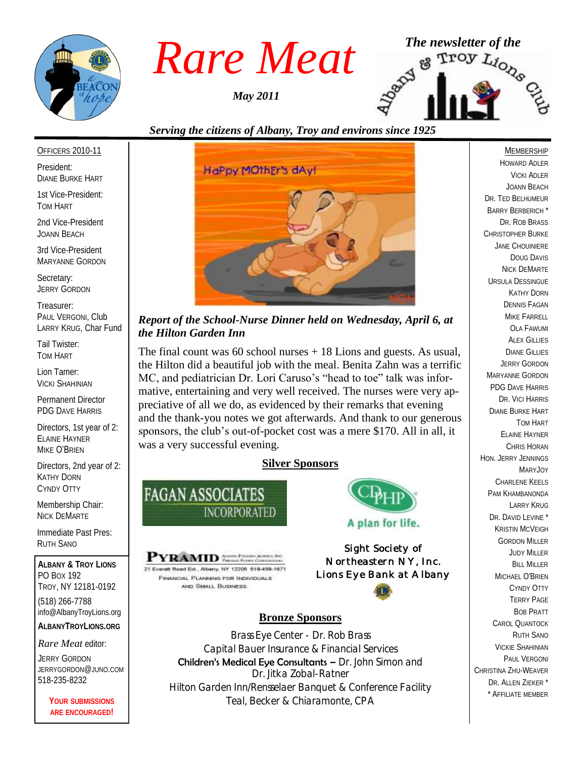# Rare Meat

*May 2011*

*The newsletter of the Albany & Troy Lions Club*

*Serving the citizens of Albany, Troy and environs since 1925*

OFFICERS 2010-11

President:
DIANE BURKE HART

1st Vice-President:
TOM HART

2nd Vice-President
JOANN BEACH

3rd Vice-President
MARYANNE GORDON

Secretary:
JERRY GORDON

Treasurer:
PAUL VERGONI, Club
LARRY KRUG, Char Fund

Tail Twister:
TOM HART

Lion Tamer:
VICKI SHAHINIAN

Permanent Director
PDG DAVE HARRIS

Directors, 1st year of 2:
ELAINE HAYNER
MIKE O'BRIEN

Directors, 2nd year of 2:
KATHY DORN
CYNDY OTTY

Membership Chair:
NICK DEMARTE

Immediate Past Pres:
RUTH SANO

**ALBANY & TROY LIONS**
PO BOX 192
TROY, NY 12181-0192
(518) 266-7788
info@AlbanyTroyLions.org
**ALBANYTROYLIONS.ORG**

*Rare Meat* editor:
JERRY GORDON
JERRYGORDON@JUNO.COM
518-235-8232

**YOUR SUBMISSIONS ARE ENCOURAGED!**

HaPpy MOthEr's dAy!

### *Report of the School-Nurse Dinner held on Wednesday, April 6, at the Hilton Garden Inn*

The final count was 60 school nurses + 18 Lions and guests. As usual, the Hilton did a beautiful job with the meal. Benita Zahn was a terrific MC, and pediatrician Dr. Lori Caruso's "head to toe" talk was informative, entertaining and very well received. The nurses were very appreciative of all we do, as evidenced by their remarks that evening and the thank-you notes we got afterwards. And thank to our generous sponsors, the club's out-of-pocket cost was a mere $170. All in all, it was a very successful evening.

**Silver Sponsors**

FAGAN ASSOCIATES INCORPORATED

CDPHP A plan for life.

PYRAMID Albany Pyramid Agency, Inc. Pyramid Funds Corporation
21 Everett Road Ext., Albany, NY 12205 518-459-1671
FINANCIAL PLANNING FOR INDIVIDUALS AND SMALL BUSINESS

Sight Society of Northeastern NY, Inc.
Lions Eye Bank at Albany

**Bronze Sponsors**

Brass Eye Center - Dr. Rob Brass
Capital Bauer Insurance & Financial Services
Children's Medical Eye Consultants – Dr. John Simon and Dr. Jitka Zobal-Ratner
Hilton Garden Inn/Rensselaer Banquet & Conference Facility
Teal, Becker & Chiaramonte, CPA

MEMBERSHIP

HOWARD ADLER
VICKI ADLER
JOANN BEACH
DR. TED BELHUMEUR
BARRY BERBERICH *
DR. ROB BRASS
CHRISTOPHER BURKE
JANE CHOUINIERE
DOUG DAVIS
NICK DEMARTE
URSULA DESSINGUE
KATHY DORN
DENNIS FAGAN
MIKE FARRELL
OLA FAWUMI
ALEX GILLIES
DIANE GILLIES
JERRY GORDON
MARYANNE GORDON
PDG DAVE HARRIS
DR. VICI HARRIS
DIANE BURKE HART
TOM HART
ELAINE HAYNER
CHRIS HORAN
HON. JERRY JENNINGS
MARYJOY
CHARLENE KEELS
PAM KHAMBANONDA
LARRY KRUG
DR. DAVID LEVINE *
KRISTIN MCVEIGH
GORDON MILLER
JUDY MILLER
BILL MILLER
MICHAEL O'BRIEN
CYNDY OTTY
TERRY PAGE
BOB PRATT
CAROL QUANTOCK
RUTH SANO
VICKIE SHAHINIAN
PAUL VERGONI
CHRISTINA ZHU-WEAVER
DR. ALLEN ZIEKER *

* AFFILIATE MEMBER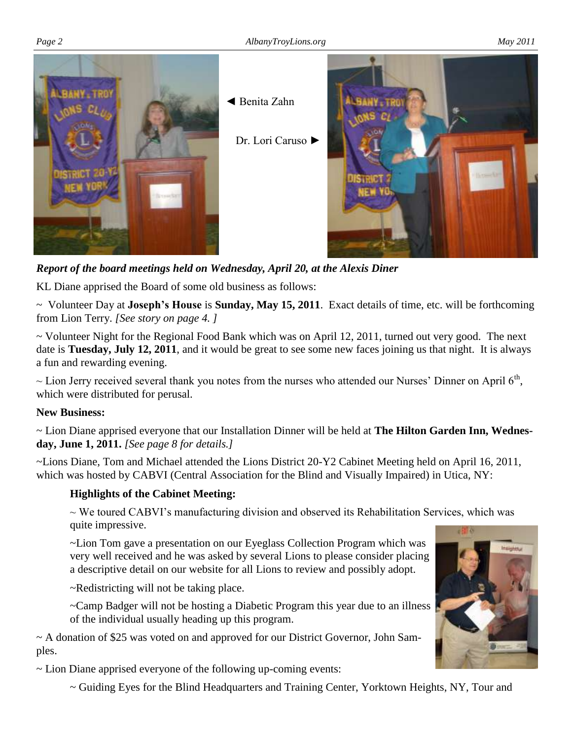◄ Benita Zahn

Dr. Lori Caruso ►

***Report of the board meetings held on Wednesday, April 20, at the Alexis Diner***

KL Diane apprised the Board of some old business as follows:

~ Volunteer Day at **Joseph's House** is **Sunday, May 15, 2011**. Exact details of time, etc. will be forthcoming from Lion Terry. *[See story on page 4. ]*

~ Volunteer Night for the Regional Food Bank which was on April 12, 2011, turned out very good. The next date is **Tuesday, July 12, 2011**, and it would be great to see some new faces joining us that night. It is always a fun and rewarding evening.

~ Lion Jerry received several thank you notes from the nurses who attended our Nurses' Dinner on April 6th, which were distributed for perusal.

**New Business:**

~ Lion Diane apprised everyone that our Installation Dinner will be held at **The Hilton Garden Inn, Wednesday, June 1, 2011.** *[See page 8 for details.]*

~Lions Diane, Tom and Michael attended the Lions District 20-Y2 Cabinet Meeting held on April 16, 2011, which was hosted by CABVI (Central Association for the Blind and Visually Impaired) in Utica, NY:

**Highlights of the Cabinet Meeting:**

~ We toured CABVI's manufacturing division and observed its Rehabilitation Services, which was quite impressive.

~Lion Tom gave a presentation on our Eyeglass Collection Program which was very well received and he was asked by several Lions to please consider placing a descriptive detail on our website for all Lions to review and possibly adopt.

~Redistricting will not be taking place.

~Camp Badger will not be hosting a Diabetic Program this year due to an illness of the individual usually heading up this program.

~ A donation of $25 was voted on and approved for our District Governor, John Samples.

~ Lion Diane apprised everyone of the following up-coming events:

~ Guiding Eyes for the Blind Headquarters and Training Center, Yorktown Heights, NY, Tour and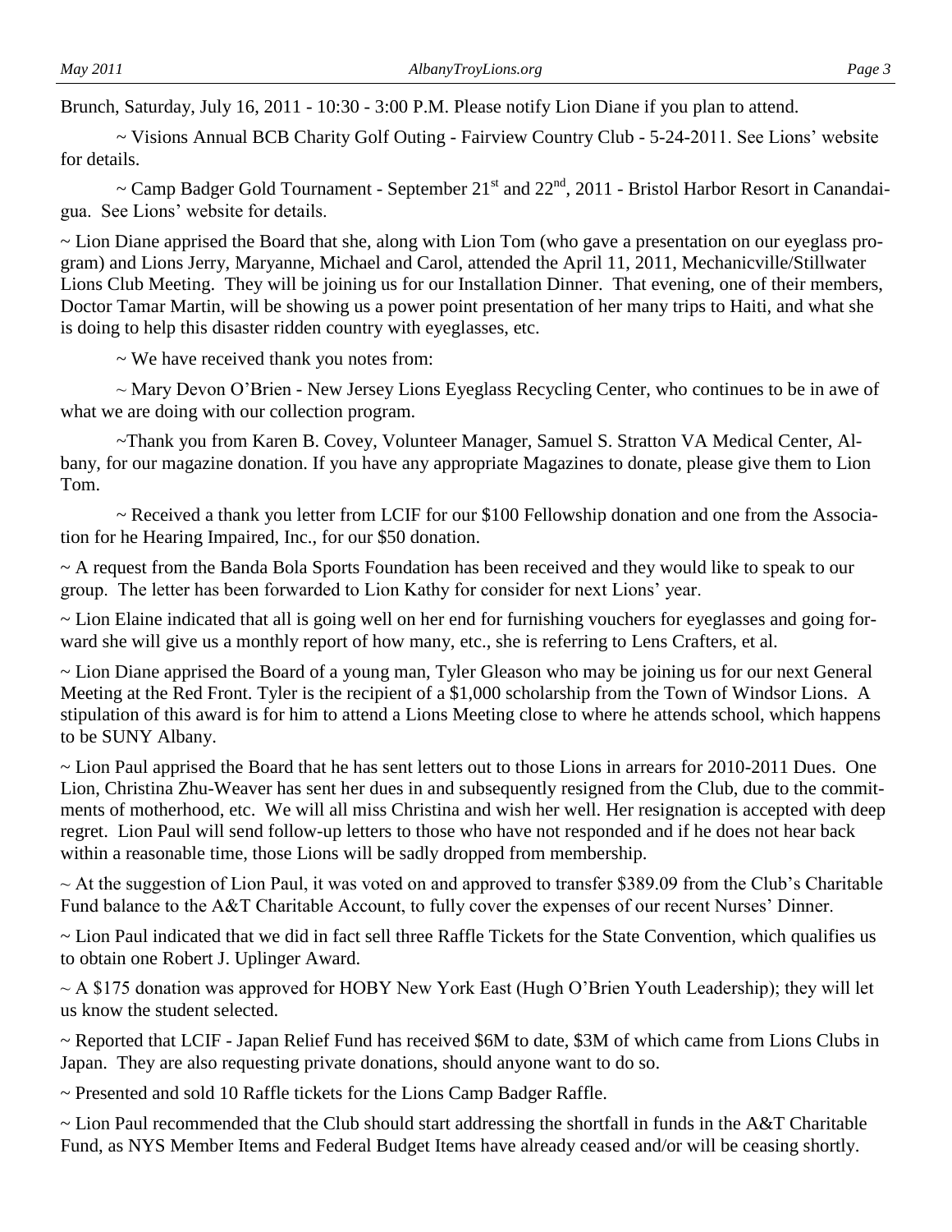Brunch, Saturday, July 16, 2011 - 10:30 - 3:00 P.M. Please notify Lion Diane if you plan to attend.

~ Visions Annual BCB Charity Golf Outing - Fairview Country Club - 5-24-2011. See Lions' website for details.

~ Camp Badger Gold Tournament - September 21st and 22nd, 2011 - Bristol Harbor Resort in Canandaigua. See Lions' website for details.

~ Lion Diane apprised the Board that she, along with Lion Tom (who gave a presentation on our eyeglass program) and Lions Jerry, Maryanne, Michael and Carol, attended the April 11, 2011, Mechanicville/Stillwater Lions Club Meeting. They will be joining us for our Installation Dinner. That evening, one of their members, Doctor Tamar Martin, will be showing us a power point presentation of her many trips to Haiti, and what she is doing to help this disaster ridden country with eyeglasses, etc.

~ We have received thank you notes from:

~ Mary Devon O'Brien - New Jersey Lions Eyeglass Recycling Center, who continues to be in awe of what we are doing with our collection program.

~Thank you from Karen B. Covey, Volunteer Manager, Samuel S. Stratton VA Medical Center, Albany, for our magazine donation. If you have any appropriate Magazines to donate, please give them to Lion Tom.

~ Received a thank you letter from LCIF for our $100 Fellowship donation and one from the Association for he Hearing Impaired, Inc., for our $50 donation.

~ A request from the Banda Bola Sports Foundation has been received and they would like to speak to our group. The letter has been forwarded to Lion Kathy for consider for next Lions' year.

~ Lion Elaine indicated that all is going well on her end for furnishing vouchers for eyeglasses and going forward she will give us a monthly report of how many, etc., she is referring to Lens Crafters, et al.

~ Lion Diane apprised the Board of a young man, Tyler Gleason who may be joining us for our next General Meeting at the Red Front. Tyler is the recipient of a $1,000 scholarship from the Town of Windsor Lions. A stipulation of this award is for him to attend a Lions Meeting close to where he attends school, which happens to be SUNY Albany.

~ Lion Paul apprised the Board that he has sent letters out to those Lions in arrears for 2010-2011 Dues. One Lion, Christina Zhu-Weaver has sent her dues in and subsequently resigned from the Club, due to the commitments of motherhood, etc. We will all miss Christina and wish her well. Her resignation is accepted with deep regret. Lion Paul will send follow-up letters to those who have not responded and if he does not hear back within a reasonable time, those Lions will be sadly dropped from membership.

~ At the suggestion of Lion Paul, it was voted on and approved to transfer $389.09 from the Club's Charitable Fund balance to the A&T Charitable Account, to fully cover the expenses of our recent Nurses' Dinner.

~ Lion Paul indicated that we did in fact sell three Raffle Tickets for the State Convention, which qualifies us to obtain one Robert J. Uplinger Award.

~ A $175 donation was approved for HOBY New York East (Hugh O'Brien Youth Leadership); they will let us know the student selected.

~ Reported that LCIF - Japan Relief Fund has received $6M to date, $3M of which came from Lions Clubs in Japan. They are also requesting private donations, should anyone want to do so.

~ Presented and sold 10 Raffle tickets for the Lions Camp Badger Raffle.

~ Lion Paul recommended that the Club should start addressing the shortfall in funds in the A&T Charitable Fund, as NYS Member Items and Federal Budget Items have already ceased and/or will be ceasing shortly.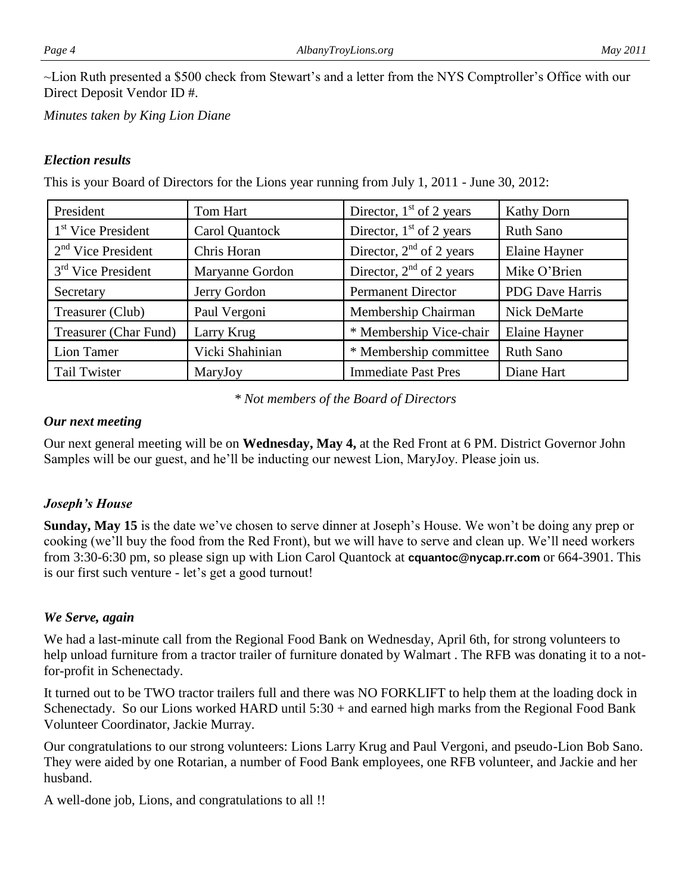~Lion Ruth presented a $500 check from Stewart's and a letter from the NYS Comptroller's Office with our Direct Deposit Vendor ID #.

*Minutes taken by King Lion Diane*

### *Election results*

This is your Board of Directors for the Lions year running from July 1, 2011 - June 30, 2012:

| President | Tom Hart | Director, 1st of 2 years | Kathy Dorn |
|---|---|---|---|
| 1st Vice President | Carol Quantock | Director, 1st of 2 years | Ruth Sano |
| 2nd Vice President | Chris Horan | Director, 2nd of 2 years | Elaine Hayner |
| 3rd Vice President | Maryanne Gordon | Director, 2nd of 2 years | Mike O'Brien |
| Secretary | Jerry Gordon | Permanent Director | PDG Dave Harris |
| Treasurer (Club) | Paul Vergoni | Membership Chairman | Nick DeMarte |
| Treasurer (Char Fund) | Larry Krug | * Membership Vice-chair | Elaine Hayner |
| Lion Tamer | Vicki Shahinian | * Membership committee | Ruth Sano |
| Tail Twister | MaryJoy | Immediate Past Pres | Diane Hart |

*\* Not members of the Board of Directors*

### *Our next meeting*

Our next general meeting will be on **Wednesday, May 4,** at the Red Front at 6 PM. District Governor John Samples will be our guest, and he'll be inducting our newest Lion, MaryJoy. Please join us.

### *Joseph's House*

**Sunday, May 15** is the date we've chosen to serve dinner at Joseph's House. We won't be doing any prep or cooking (we'll buy the food from the Red Front), but we will have to serve and clean up. We'll need workers from 3:30-6:30 pm, so please sign up with Lion Carol Quantock at **cquantoc@nycap.rr.com** or 664-3901. This is our first such venture - let's get a good turnout!

### *We Serve, again*

We had a last-minute call from the Regional Food Bank on Wednesday, April 6th, for strong volunteers to help unload furniture from a tractor trailer of furniture donated by Walmart . The RFB was donating it to a not-for-profit in Schenectady.

It turned out to be TWO tractor trailers full and there was NO FORKLIFT to help them at the loading dock in Schenectady. So our Lions worked HARD until 5:30 + and earned high marks from the Regional Food Bank Volunteer Coordinator, Jackie Murray.

Our congratulations to our strong volunteers: Lions Larry Krug and Paul Vergoni, and pseudo-Lion Bob Sano. They were aided by one Rotarian, a number of Food Bank employees, one RFB volunteer, and Jackie and her husband.

A well-done job, Lions, and congratulations to all !!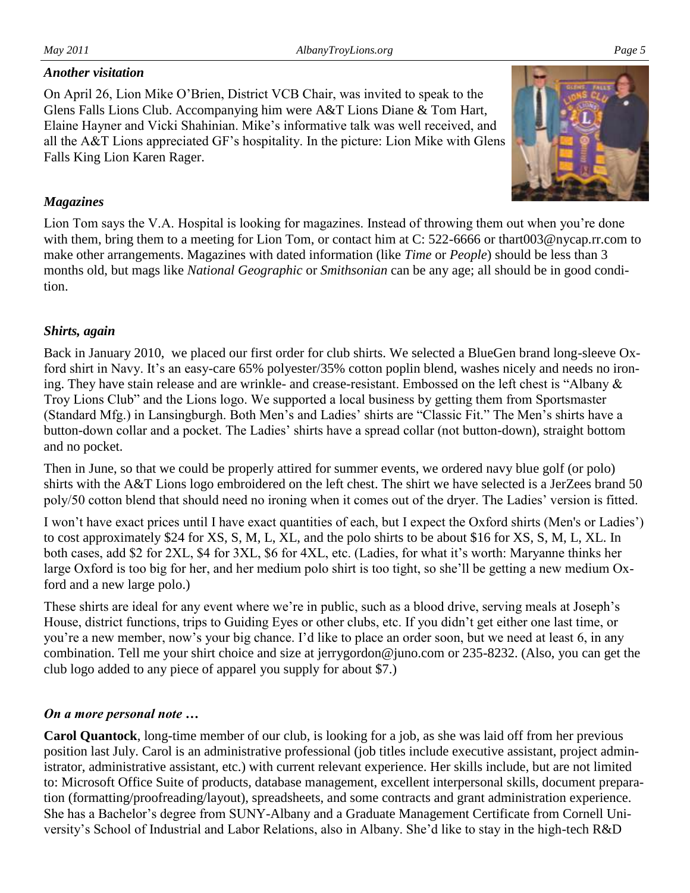### *Another visitation*

On April 26, Lion Mike O'Brien, District VCB Chair, was invited to speak to the Glens Falls Lions Club. Accompanying him were A&T Lions Diane & Tom Hart, Elaine Hayner and Vicki Shahinian. Mike's informative talk was well received, and all the A&T Lions appreciated GF's hospitality. In the picture: Lion Mike with Glens Falls King Lion Karen Rager.

### *Magazines*

Lion Tom says the V.A. Hospital is looking for magazines. Instead of throwing them out when you're done with them, bring them to a meeting for Lion Tom, or contact him at C: 522-6666 or thart003@nycap.rr.com to make other arrangements. Magazines with dated information (like *Time* or *People*) should be less than 3 months old, but mags like *National Geographic* or *Smithsonian* can be any age; all should be in good condition.

### *Shirts, again*

Back in January 2010, we placed our first order for club shirts. We selected a BlueGen brand long-sleeve Oxford shirt in Navy. It's an easy-care 65% polyester/35% cotton poplin blend, washes nicely and needs no ironing. They have stain release and are wrinkle- and crease-resistant. Embossed on the left chest is "Albany & Troy Lions Club" and the Lions logo. We supported a local business by getting them from Sportsmaster (Standard Mfg.) in Lansingburgh. Both Men's and Ladies' shirts are "Classic Fit." The Men's shirts have a button-down collar and a pocket. The Ladies' shirts have a spread collar (not button-down), straight bottom and no pocket.

Then in June, so that we could be properly attired for summer events, we ordered navy blue golf (or polo) shirts with the A&T Lions logo embroidered on the left chest. The shirt we have selected is a JerZees brand 50 poly/50 cotton blend that should need no ironing when it comes out of the dryer. The Ladies' version is fitted.

I won't have exact prices until I have exact quantities of each, but I expect the Oxford shirts (Men's or Ladies') to cost approximately $24 for XS, S, M, L, XL, and the polo shirts to be about $16 for XS, S, M, L, XL. In both cases, add $2 for 2XL, $4 for 3XL, $6 for 4XL, etc. (Ladies, for what it's worth: Maryanne thinks her large Oxford is too big for her, and her medium polo shirt is too tight, so she'll be getting a new medium Oxford and a new large polo.)

These shirts are ideal for any event where we're in public, such as a blood drive, serving meals at Joseph's House, district functions, trips to Guiding Eyes or other clubs, etc. If you didn't get either one last time, or you're a new member, now's your big chance. I'd like to place an order soon, but we need at least 6, in any combination. Tell me your shirt choice and size at jerrygordon@juno.com or 235-8232. (Also, you can get the club logo added to any piece of apparel you supply for about $7.)

### *On a more personal note …*

**Carol Quantock**, long-time member of our club, is looking for a job, as she was laid off from her previous position last July. Carol is an administrative professional (job titles include executive assistant, project administrator, administrative assistant, etc.) with current relevant experience. Her skills include, but are not limited to: Microsoft Office Suite of products, database management, excellent interpersonal skills, document preparation (formatting/proofreading/layout), spreadsheets, and some contracts and grant administration experience. She has a Bachelor's degree from SUNY-Albany and a Graduate Management Certificate from Cornell University's School of Industrial and Labor Relations, also in Albany. She'd like to stay in the high-tech R&D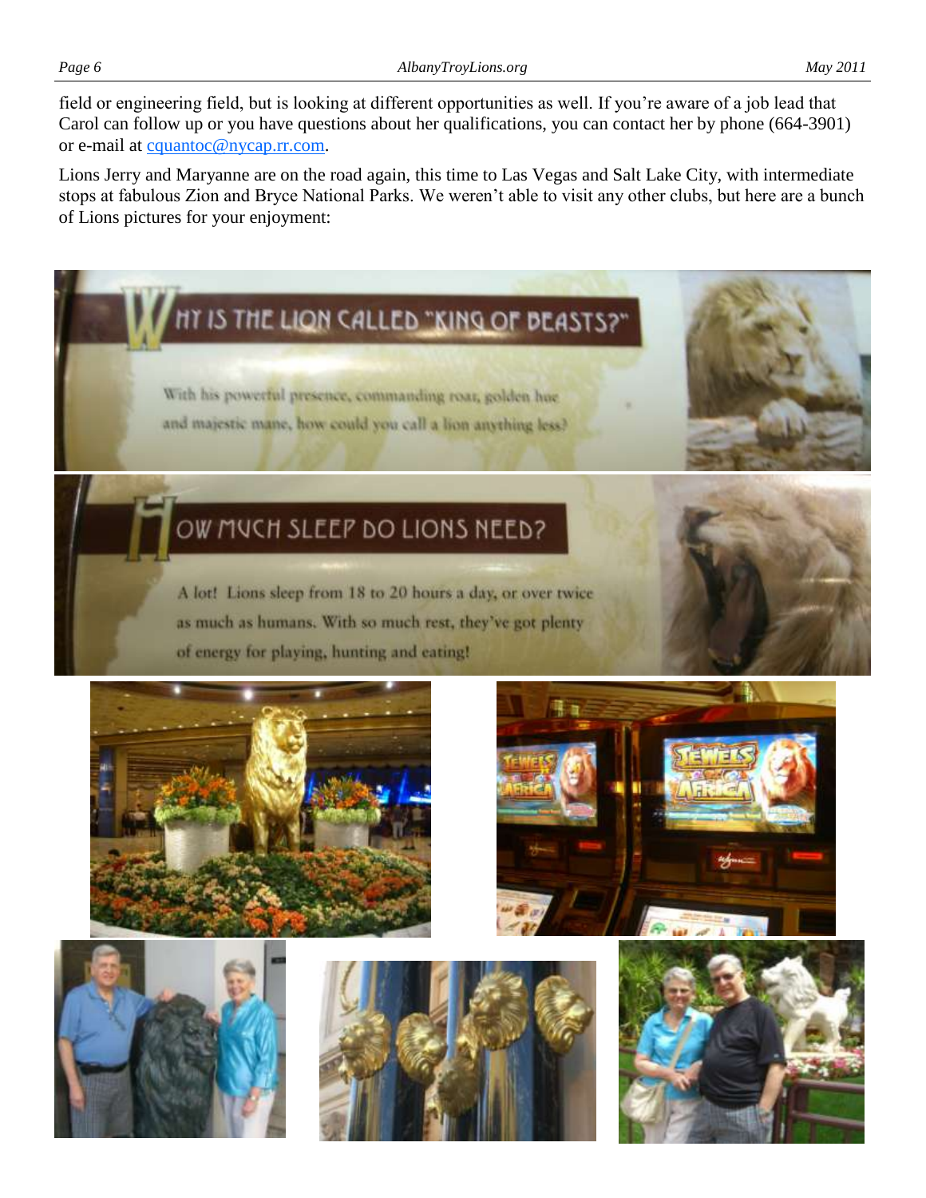field or engineering field, but is looking at different opportunities as well. If you're aware of a job lead that Carol can follow up or you have questions about her qualifications, you can contact her by phone (664-3901) or e-mail at cquantoc@nycap.rr.com.

Lions Jerry and Maryanne are on the road again, this time to Las Vegas and Salt Lake City, with intermediate stops at fabulous Zion and Bryce National Parks. We weren't able to visit any other clubs, but here are a bunch of Lions pictures for your enjoyment: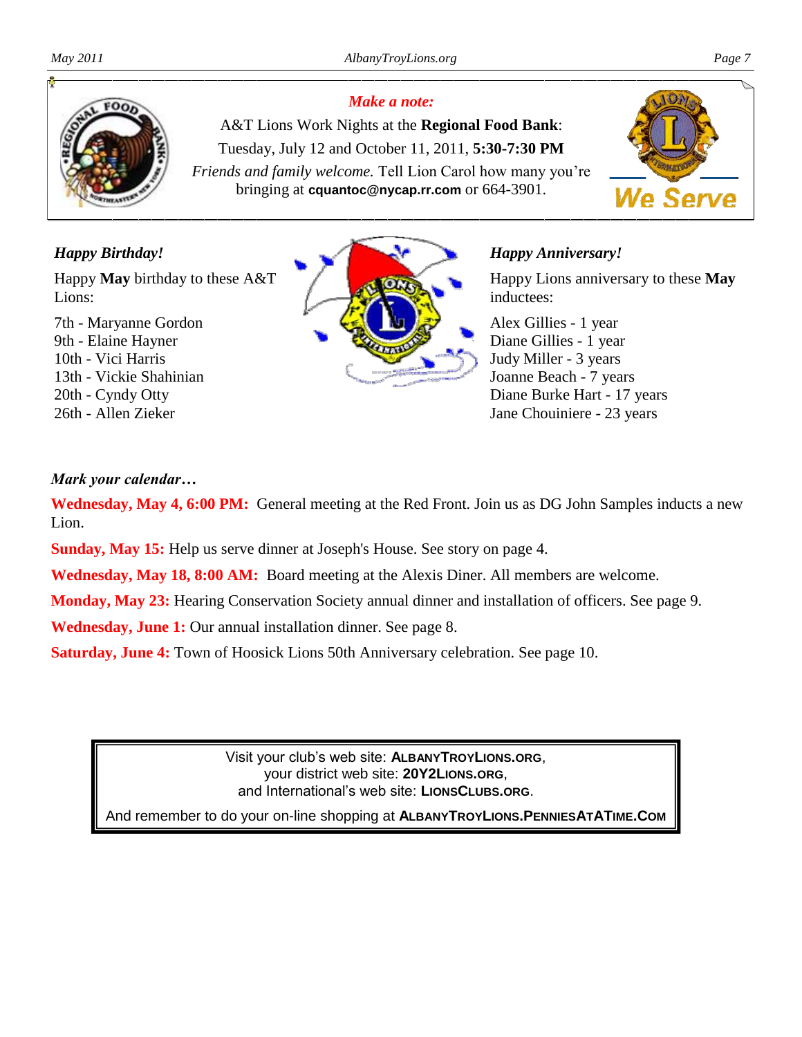***Make a note:***

A&T Lions Work Nights at the **Regional Food Bank**:
Tuesday, July 12 and October 11, 2011, **5:30-7:30 PM**
*Friends and family welcome.* Tell Lion Carol how many you're bringing at **cquantoc@nycap.rr.com** or 664-3901.

***Happy Birthday!***

Happy **May** birthday to these A&T Lions:

7th - Maryanne Gordon
9th - Elaine Hayner
10th - Vici Harris
13th - Vickie Shahinian
20th - Cyndy Otty
26th - Allen Zieker

***Happy Anniversary!***

Happy Lions anniversary to these **May** inductees:

Alex Gillies - 1 year
Diane Gillies - 1 year
Judy Miller - 3 years
Joanne Beach - 7 years
Diane Burke Hart - 17 years
Jane Chouiniere - 23 years

***Mark your calendar…***

**Wednesday, May 4, 6:00 PM:** General meeting at the Red Front. Join us as DG John Samples inducts a new Lion.

**Sunday, May 15:** Help us serve dinner at Joseph's House. See story on page 4.

**Wednesday, May 18, 8:00 AM:** Board meeting at the Alexis Diner. All members are welcome.

**Monday, May 23:** Hearing Conservation Society annual dinner and installation of officers. See page 9.

**Wednesday, June 1:** Our annual installation dinner. See page 8.

**Saturday, June 4:** Town of Hoosick Lions 50th Anniversary celebration. See page 10.

Visit your club's web site: **ALBANYTROYLIONS.ORG**,
your district web site: **20Y2LIONS.ORG**,
and International's web site: **LIONSCLUBS.ORG**.

And remember to do your on-line shopping at **ALBANYTROYLIONS.PENNIESATATIME.COM**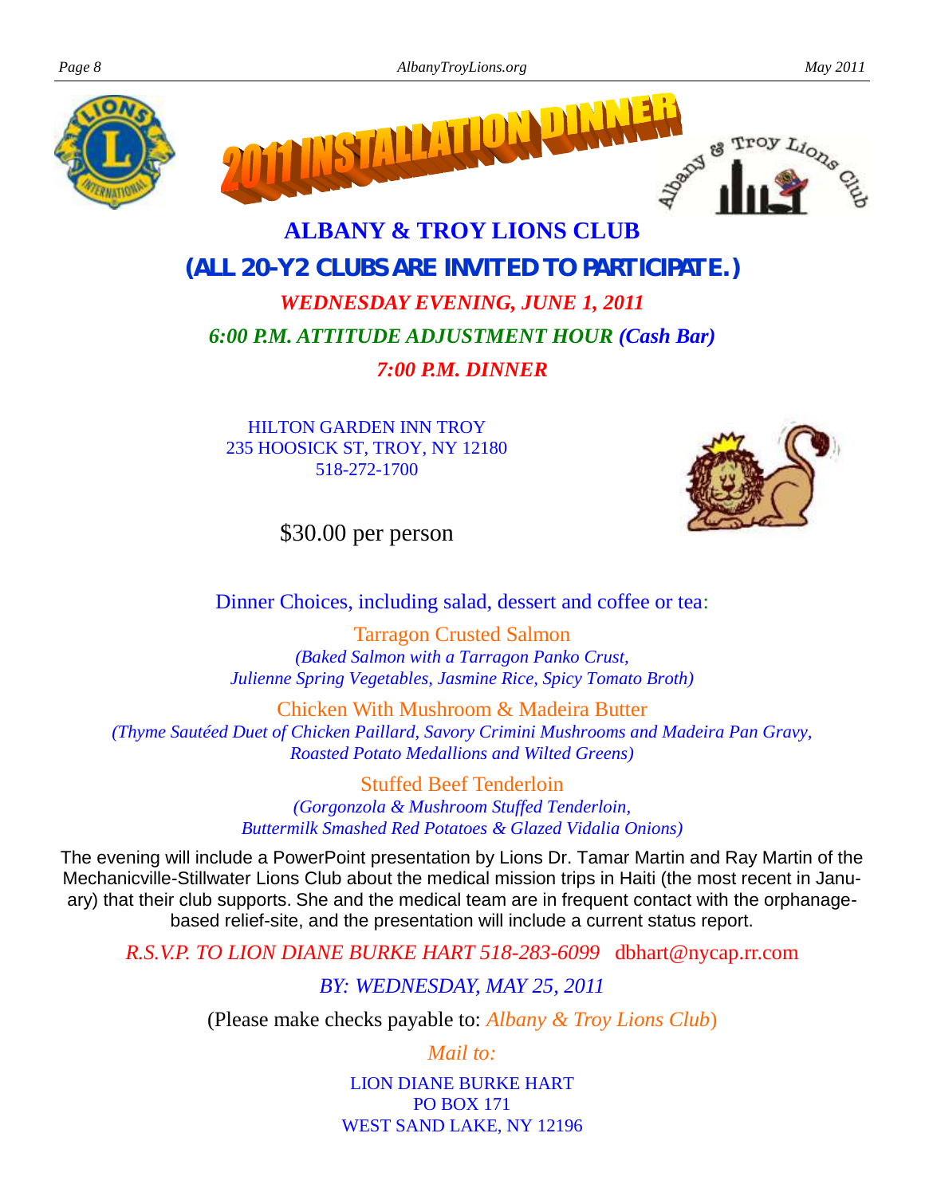# 2011 INSTALLATION DINNER

## ALBANY & TROY LIONS CLUB

**(ALL 20-Y2 CLUBS ARE INVITED TO PARTICIPATE.)**

***WEDNESDAY EVENING, JUNE 1, 2011***

***6:00 P.M. ATTITUDE ADJUSTMENT HOUR (Cash Bar)***

***7:00 P.M. DINNER***

HILTON GARDEN INN TROY
235 HOOSICK ST, TROY, NY 12180
518-272-1700

$30.00 per person

Dinner Choices, including salad, dessert and coffee or tea:

Tarragon Crusted Salmon
*(Baked Salmon with a Tarragon Panko Crust, Julienne Spring Vegetables, Jasmine Rice, Spicy Tomato Broth)*

Chicken With Mushroom & Madeira Butter
*(Thyme Sautéed Duet of Chicken Paillard, Savory Crimini Mushrooms and Madeira Pan Gravy, Roasted Potato Medallions and Wilted Greens)*

Stuffed Beef Tenderloin
*(Gorgonzola & Mushroom Stuffed Tenderloin, Buttermilk Smashed Red Potatoes & Glazed Vidalia Onions)*

The evening will include a PowerPoint presentation by Lions Dr. Tamar Martin and Ray Martin of the Mechanicville-Stillwater Lions Club about the medical mission trips in Haiti (the most recent in January) that their club supports. She and the medical team are in frequent contact with the orphanage-based relief-site, and the presentation will include a current status report.

*R.S.V.P. TO LION DIANE BURKE HART 518-283-6099* dbhart@nycap.rr.com

*BY: WEDNESDAY, MAY 25, 2011*

(Please make checks payable to: *Albany & Troy Lions Club*)

*Mail to:*

LION DIANE BURKE HART
PO BOX 171
WEST SAND LAKE, NY 12196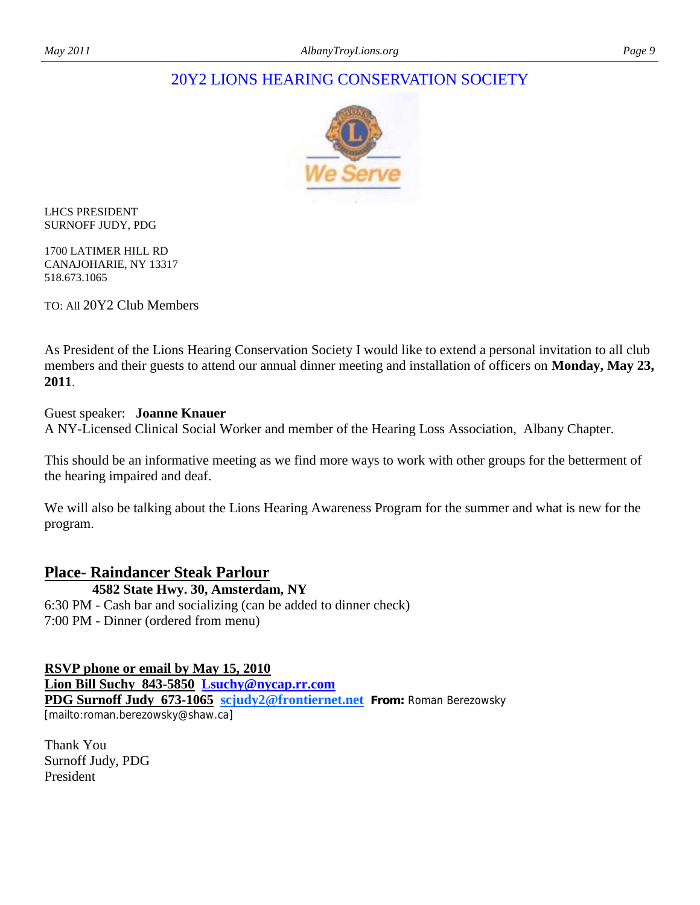## 20Y2 LIONS HEARING CONSERVATION SOCIETY

LHCS PRESIDENT
SURNOFF JUDY, PDG

1700 LATIMER HILL RD
CANAJOHARIE, NY 13317
518.673.1065

TO: All 20Y2 Club Members

As President of the Lions Hearing Conservation Society I would like to extend a personal invitation to all club members and their guests to attend our annual dinner meeting and installation of officers on **Monday, May 23, 2011**.

Guest speaker: **Joanne Knauer**
A NY-Licensed Clinical Social Worker and member of the Hearing Loss Association, Albany Chapter.

This should be an informative meeting as we find more ways to work with other groups for the betterment of the hearing impaired and deaf.

We will also be talking about the Lions Hearing Awareness Program for the summer and what is new for the program.

### Place- Raindancer Steak Parlour

**4582 State Hwy. 30, Amsterdam, NY**
6:30 PM - Cash bar and socializing (can be added to dinner check)
7:00 PM - Dinner (ordered from menu)

**RSVP phone or email by May 15, 2010**
**Lion Bill Suchy 843-5850 Lsuchy@nycap.rr.com**
**PDG Surnoff Judy 673-1065 scjudy2@frontiernet.net** **From:** Roman Berezowsky [mailto:roman.berezowsky@shaw.ca]

Thank You
Surnoff Judy, PDG
President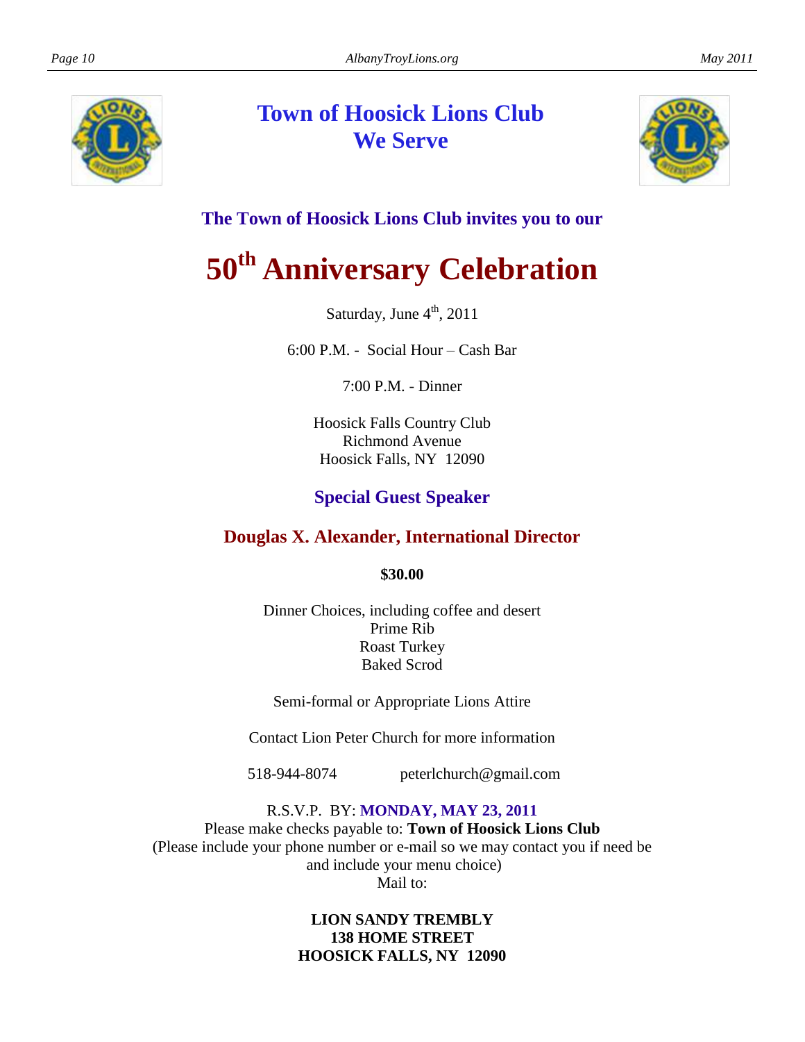# Town of Hoosick Lions Club
# We Serve

### The Town of Hoosick Lions Club invites you to our

# 50th Anniversary Celebration

Saturday, June 4th, 2011

6:00 P.M. - Social Hour – Cash Bar

7:00 P.M. - Dinner

Hoosick Falls Country Club
Richmond Avenue
Hoosick Falls, NY 12090

### Special Guest Speaker

### Douglas X. Alexander, International Director

**$30.00**

Dinner Choices, including coffee and desert
Prime Rib
Roast Turkey
Baked Scrod

Semi-formal or Appropriate Lions Attire

Contact Lion Peter Church for more information

518-944-8074 peterlchurch@gmail.com

R.S.V.P. BY: **MONDAY, MAY 23, 2011**
Please make checks payable to: **Town of Hoosick Lions Club**
(Please include your phone number or e-mail so we may contact you if need be and include your menu choice)
Mail to:

**LION SANDY TREMBLY**
**138 HOME STREET**
**HOOSICK FALLS, NY 12090**